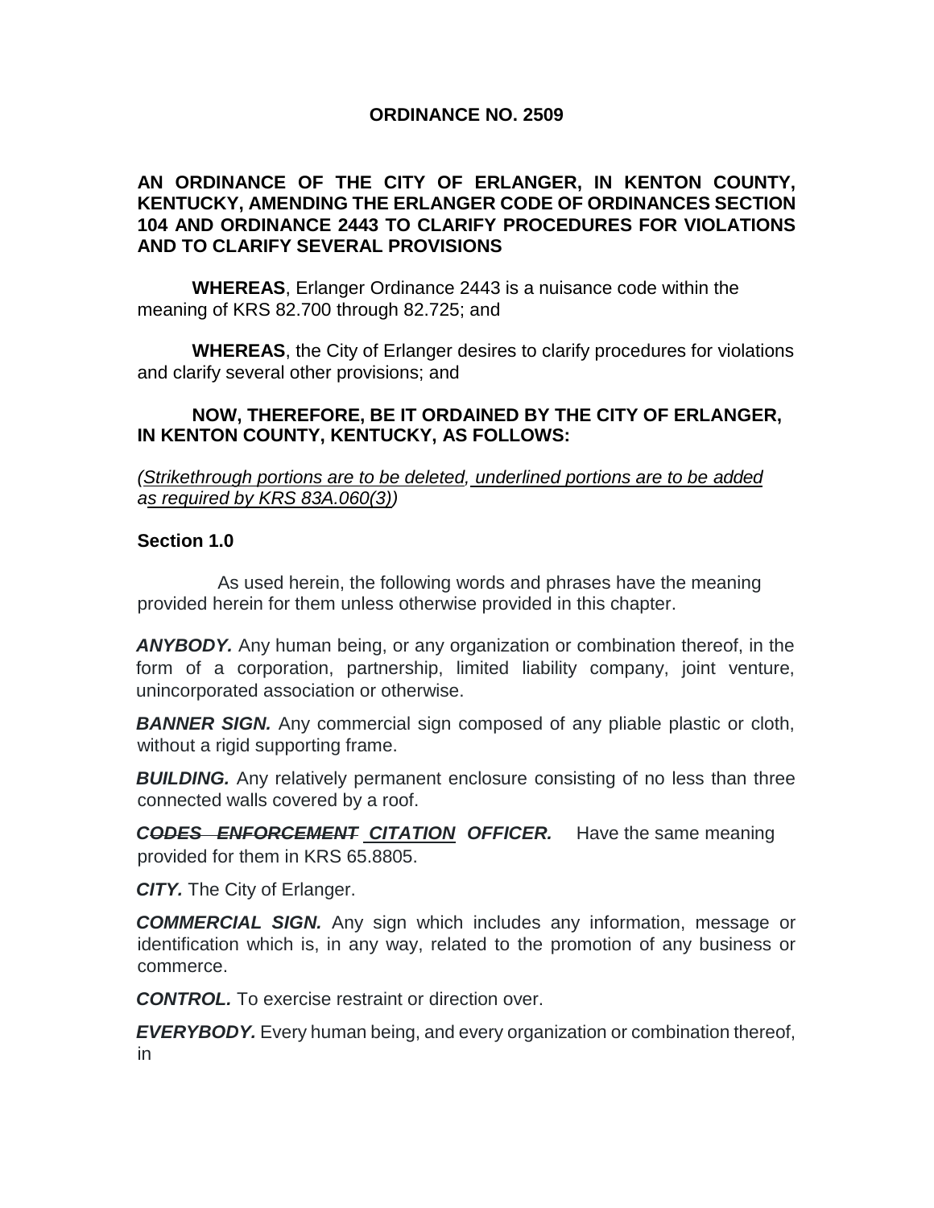**ORDINANCE NO. 2509**

**AN ORDINANCE OF THE CITY OF ERLANGER, IN KENTON COUNTY, KENTUCKY, AMENDING THE ERLANGER CODE OF ORDINANCES SECTION 104 AND ORDINANCE 2443 TO CLARIFY PROCEDURES FOR VIOLATIONS AND TO CLARIFY SEVERAL PROVISIONS**

**WHEREAS**, Erlanger Ordinance 2443 is a nuisance code within the meaning of KRS 82.700 through 82.725; and

**WHEREAS**, the City of Erlanger desires to clarify procedures for violations and clarify several other provisions; and

**NOW, THEREFORE, BE IT ORDAINED BY THE CITY OF ERLANGER, IN KENTON COUNTY, KENTUCKY, AS FOLLOWS:**

*(~~Strikethrough portions are to be deleted~~, <u>underlined portions are to be added as required by KRS 83A.060(3)</u>)*

**Section 1.0**

As used herein, the following words and phrases have the meaning provided herein for them unless otherwise provided in this chapter.

***ANYBODY.*** Any human being, or any organization or combination thereof, in the form of a corporation, partnership, limited liability company, joint venture, unincorporated association or otherwise.

***BANNER SIGN.*** Any commercial sign composed of any pliable plastic or cloth, without a rigid supporting frame.

***BUILDING.*** Any relatively permanent enclosure consisting of no less than three connected walls covered by a roof.

***C~~ODES ENFORCEMENT~~ <u>CITATION</u> OFFICER.*** Have the same meaning provided for them in KRS 65.8805.

***CITY.*** The City of Erlanger.

***COMMERCIAL SIGN.*** Any sign which includes any information, message or identification which is, in any way, related to the promotion of any business or commerce.

***CONTROL.*** To exercise restraint or direction over.

***EVERYBODY.*** Every human being, and every organization or combination thereof, in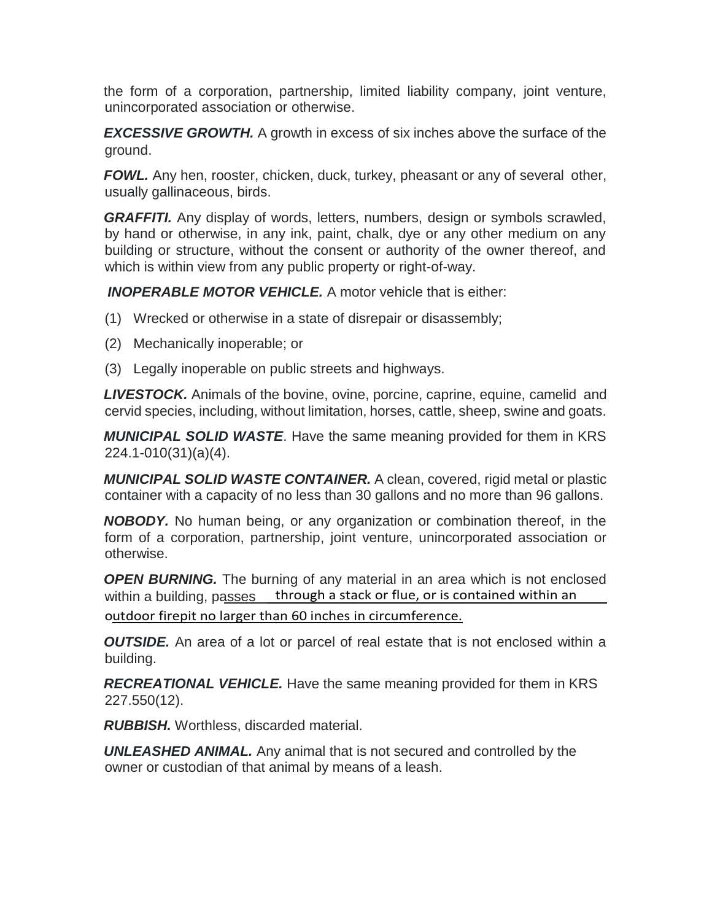the form of a corporation, partnership, limited liability company, joint venture, unincorporated association or otherwise.

***EXCESSIVE GROWTH.*** A growth in excess of six inches above the surface of the ground.

***FOWL.*** Any hen, rooster, chicken, duck, turkey, pheasant or any of several other, usually gallinaceous, birds.

***GRAFFITI.*** Any display of words, letters, numbers, design or symbols scrawled, by hand or otherwise, in any ink, paint, chalk, dye or any other medium on any building or structure, without the consent or authority of the owner thereof, and which is within view from any public property or right-of-way.

***INOPERABLE MOTOR VEHICLE.*** A motor vehicle that is either:

(1) Wrecked or otherwise in a state of disrepair or disassembly;

(2) Mechanically inoperable; or

(3) Legally inoperable on public streets and highways.

***LIVESTOCK.*** Animals of the bovine, ovine, porcine, caprine, equine, camelid and cervid species, including, without limitation, horses, cattle, sheep, swine and goats.

***MUNICIPAL SOLID WASTE***. Have the same meaning provided for them in KRS 224.1-010(31)(a)(4).

***MUNICIPAL SOLID WASTE CONTAINER.*** A clean, covered, rigid metal or plastic container with a capacity of no less than 30 gallons and no more than 96 gallons.

***NOBODY.*** No human being, or any organization or combination thereof, in the form of a corporation, partnership, joint venture, unincorporated association or otherwise.

***OPEN BURNING.*** The burning of any material in an area which is not enclosed within a building, passes through a stack or flue, or is contained within an outdoor firepit no larger than 60 inches in circumference.

***OUTSIDE.*** An area of a lot or parcel of real estate that is not enclosed within a building.

***RECREATIONAL VEHICLE.*** Have the same meaning provided for them in KRS 227.550(12).

***RUBBISH.*** Worthless, discarded material.

***UNLEASHED ANIMAL.*** Any animal that is not secured and controlled by the owner or custodian of that animal by means of a leash.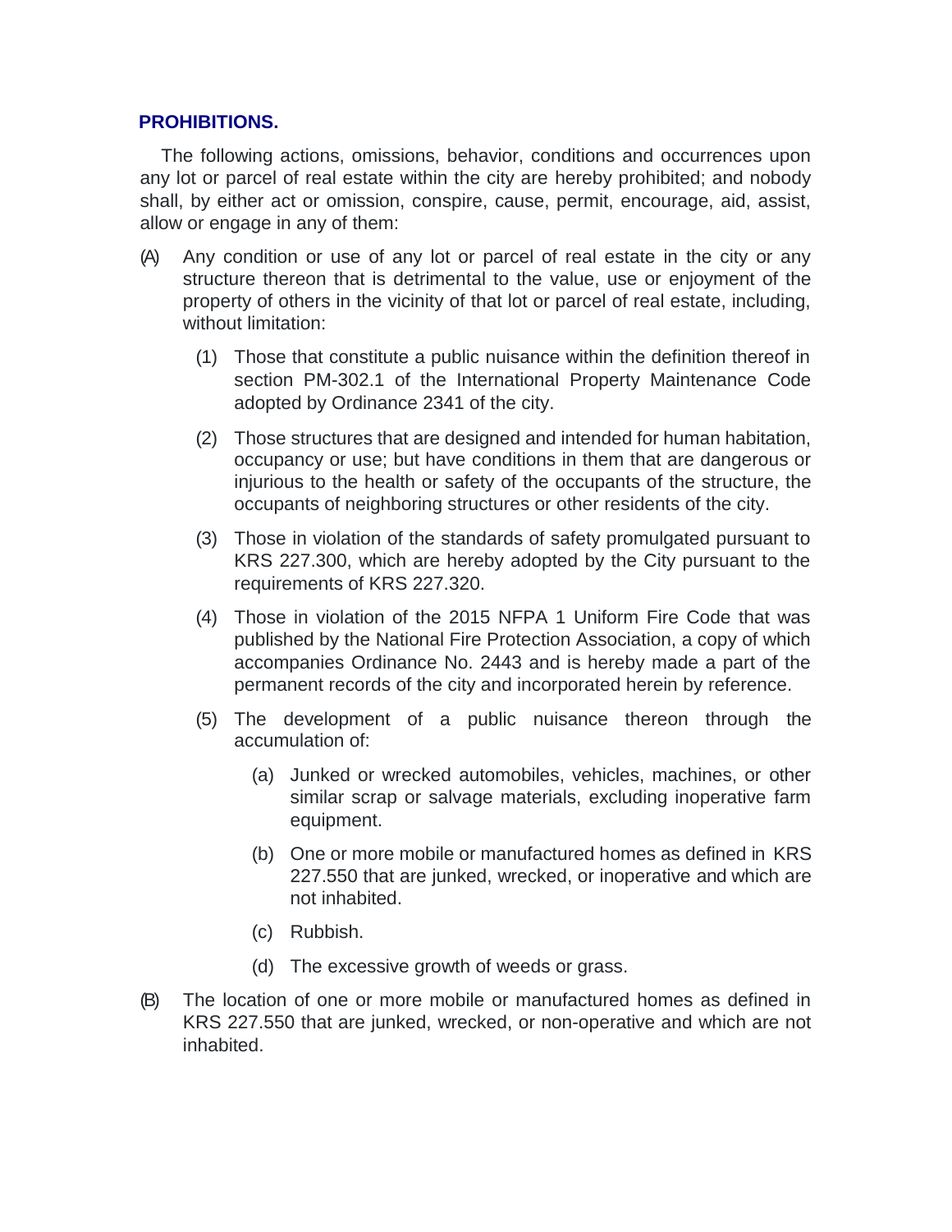## PROHIBITIONS.

The following actions, omissions, behavior, conditions and occurrences upon any lot or parcel of real estate within the city are hereby prohibited; and nobody shall, by either act or omission, conspire, cause, permit, encourage, aid, assist, allow or engage in any of them:

(A) Any condition or use of any lot or parcel of real estate in the city or any structure thereon that is detrimental to the value, use or enjoyment of the property of others in the vicinity of that lot or parcel of real estate, including, without limitation:

   (1) Those that constitute a public nuisance within the definition thereof in section PM-302.1 of the International Property Maintenance Code adopted by Ordinance 2341 of the city.

   (2) Those structures that are designed and intended for human habitation, occupancy or use; but have conditions in them that are dangerous or injurious to the health or safety of the occupants of the structure, the occupants of neighboring structures or other residents of the city.

   (3) Those in violation of the standards of safety promulgated pursuant to KRS 227.300, which are hereby adopted by the City pursuant to the requirements of KRS 227.320.

   (4) Those in violation of the 2015 NFPA 1 Uniform Fire Code that was published by the National Fire Protection Association, a copy of which accompanies Ordinance No. 2443 and is hereby made a part of the permanent records of the city and incorporated herein by reference.

   (5) The development of a public nuisance thereon through the accumulation of:

      (a) Junked or wrecked automobiles, vehicles, machines, or other similar scrap or salvage materials, excluding inoperative farm equipment.

      (b) One or more mobile or manufactured homes as defined in KRS 227.550 that are junked, wrecked, or inoperative and which are not inhabited.

      (c) Rubbish.

      (d) The excessive growth of weeds or grass.

(B) The location of one or more mobile or manufactured homes as defined in KRS 227.550 that are junked, wrecked, or non-operative and which are not inhabited.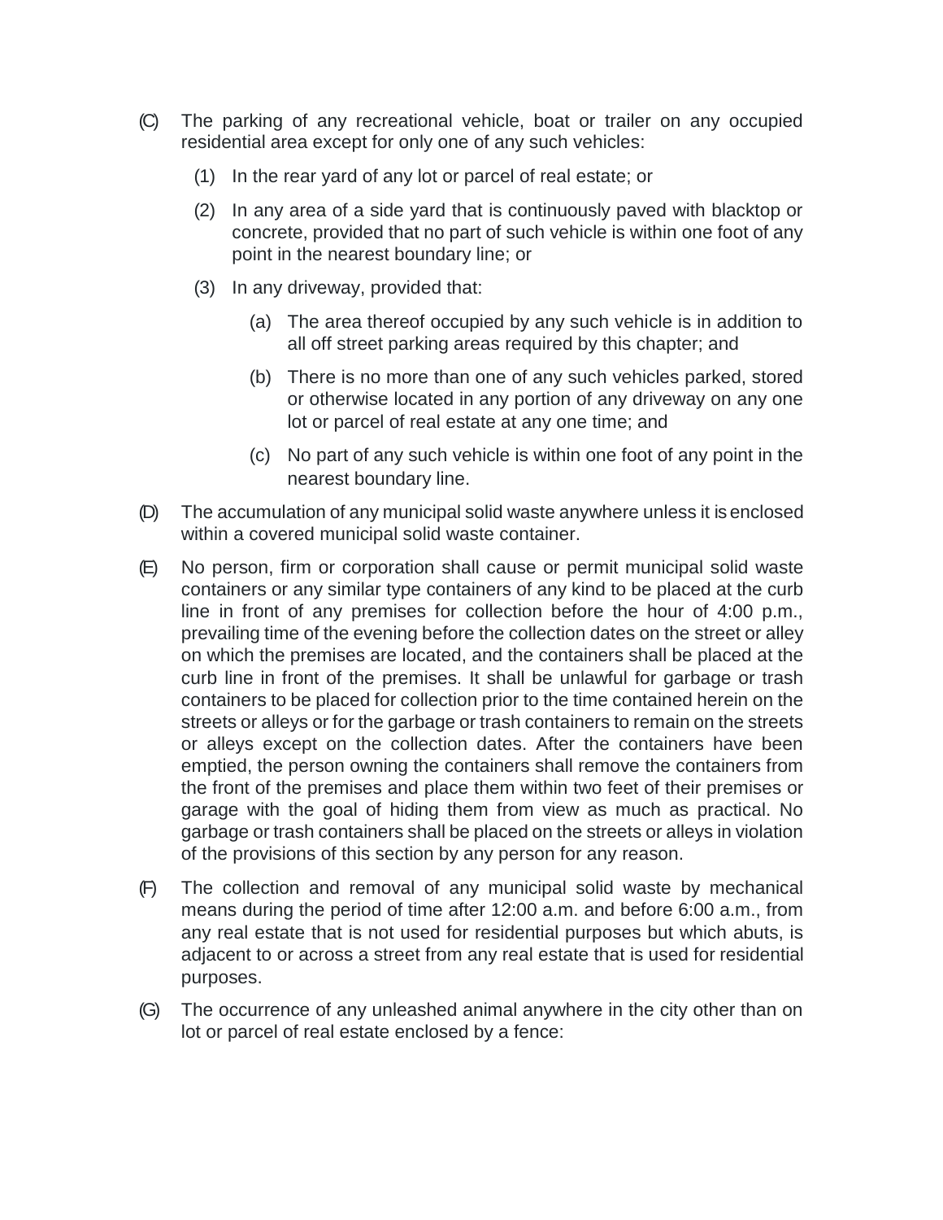(C) The parking of any recreational vehicle, boat or trailer on any occupied residential area except for only one of any such vehicles:

   (1) In the rear yard of any lot or parcel of real estate; or

   (2) In any area of a side yard that is continuously paved with blacktop or concrete, provided that no part of such vehicle is within one foot of any point in the nearest boundary line; or

   (3) In any driveway, provided that:

      (a) The area thereof occupied by any such vehicle is in addition to all off street parking areas required by this chapter; and

      (b) There is no more than one of any such vehicles parked, stored or otherwise located in any portion of any driveway on any one lot or parcel of real estate at any one time; and

      (c) No part of any such vehicle is within one foot of any point in the nearest boundary line.

(D) The accumulation of any municipal solid waste anywhere unless it is enclosed within a covered municipal solid waste container.

(E) No person, firm or corporation shall cause or permit municipal solid waste containers or any similar type containers of any kind to be placed at the curb line in front of any premises for collection before the hour of 4:00 p.m., prevailing time of the evening before the collection dates on the street or alley on which the premises are located, and the containers shall be placed at the curb line in front of the premises. It shall be unlawful for garbage or trash containers to be placed for collection prior to the time contained herein on the streets or alleys or for the garbage or trash containers to remain on the streets or alleys except on the collection dates. After the containers have been emptied, the person owning the containers shall remove the containers from the front of the premises and place them within two feet of their premises or garage with the goal of hiding them from view as much as practical. No garbage or trash containers shall be placed on the streets or alleys in violation of the provisions of this section by any person for any reason.

(F) The collection and removal of any municipal solid waste by mechanical means during the period of time after 12:00 a.m. and before 6:00 a.m., from any real estate that is not used for residential purposes but which abuts, is adjacent to or across a street from any real estate that is used for residential purposes.

(G) The occurrence of any unleashed animal anywhere in the city other than on lot or parcel of real estate enclosed by a fence: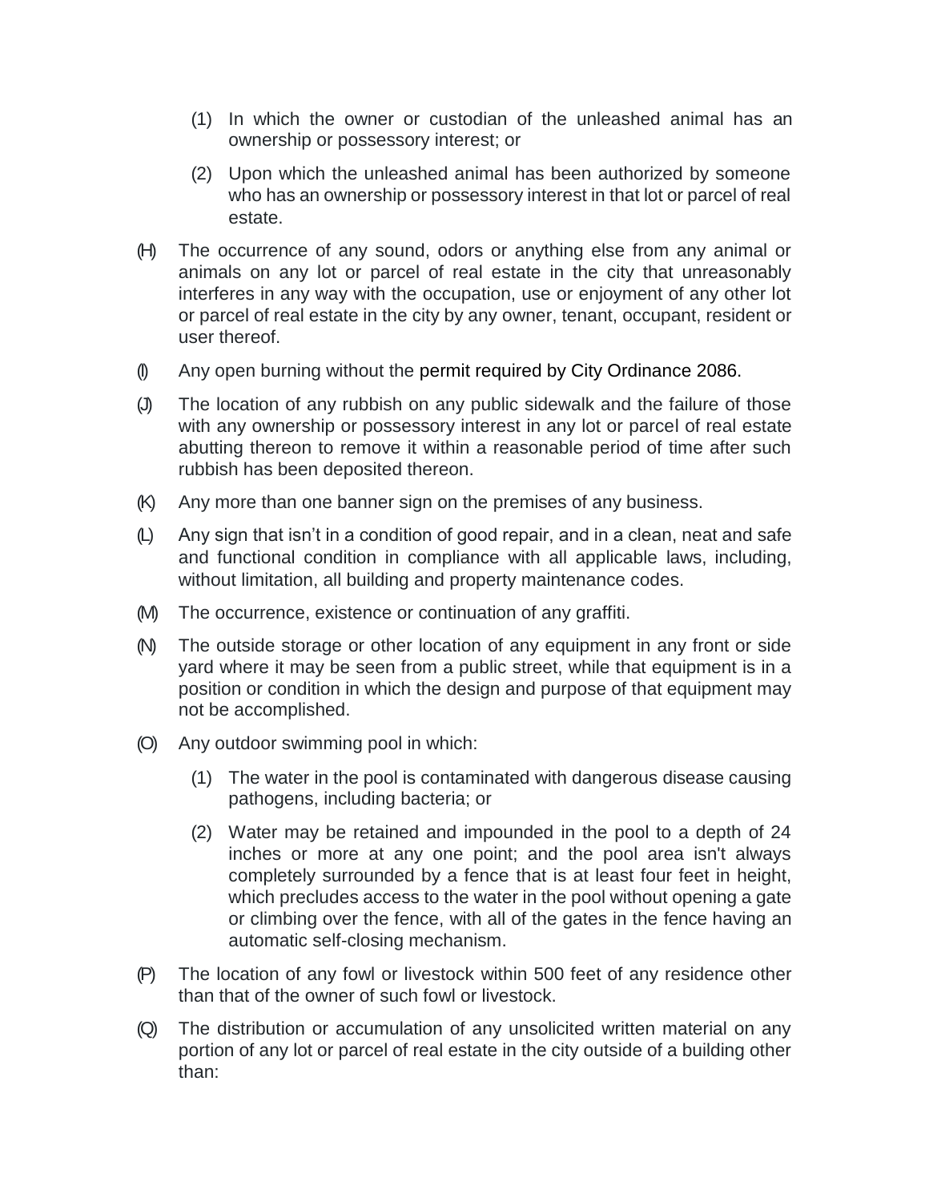(1) In which the owner or custodian of the unleashed animal has an ownership or possessory interest; or

(2) Upon which the unleashed animal has been authorized by someone who has an ownership or possessory interest in that lot or parcel of real estate.

(H) The occurrence of any sound, odors or anything else from any animal or animals on any lot or parcel of real estate in the city that unreasonably interferes in any way with the occupation, use or enjoyment of any other lot or parcel of real estate in the city by any owner, tenant, occupant, resident or user thereof.

(I) Any open burning without the permit required by City Ordinance 2086.

(J) The location of any rubbish on any public sidewalk and the failure of those with any ownership or possessory interest in any lot or parcel of real estate abutting thereon to remove it within a reasonable period of time after such rubbish has been deposited thereon.

(K) Any more than one banner sign on the premises of any business.

(L) Any sign that isn't in a condition of good repair, and in a clean, neat and safe and functional condition in compliance with all applicable laws, including, without limitation, all building and property maintenance codes.

(M) The occurrence, existence or continuation of any graffiti.

(N) The outside storage or other location of any equipment in any front or side yard where it may be seen from a public street, while that equipment is in a position or condition in which the design and purpose of that equipment may not be accomplished.

(O) Any outdoor swimming pool in which:

(1) The water in the pool is contaminated with dangerous disease causing pathogens, including bacteria; or

(2) Water may be retained and impounded in the pool to a depth of 24 inches or more at any one point; and the pool area isn't always completely surrounded by a fence that is at least four feet in height, which precludes access to the water in the pool without opening a gate or climbing over the fence, with all of the gates in the fence having an automatic self-closing mechanism.

(P) The location of any fowl or livestock within 500 feet of any residence other than that of the owner of such fowl or livestock.

(Q) The distribution or accumulation of any unsolicited written material on any portion of any lot or parcel of real estate in the city outside of a building other than: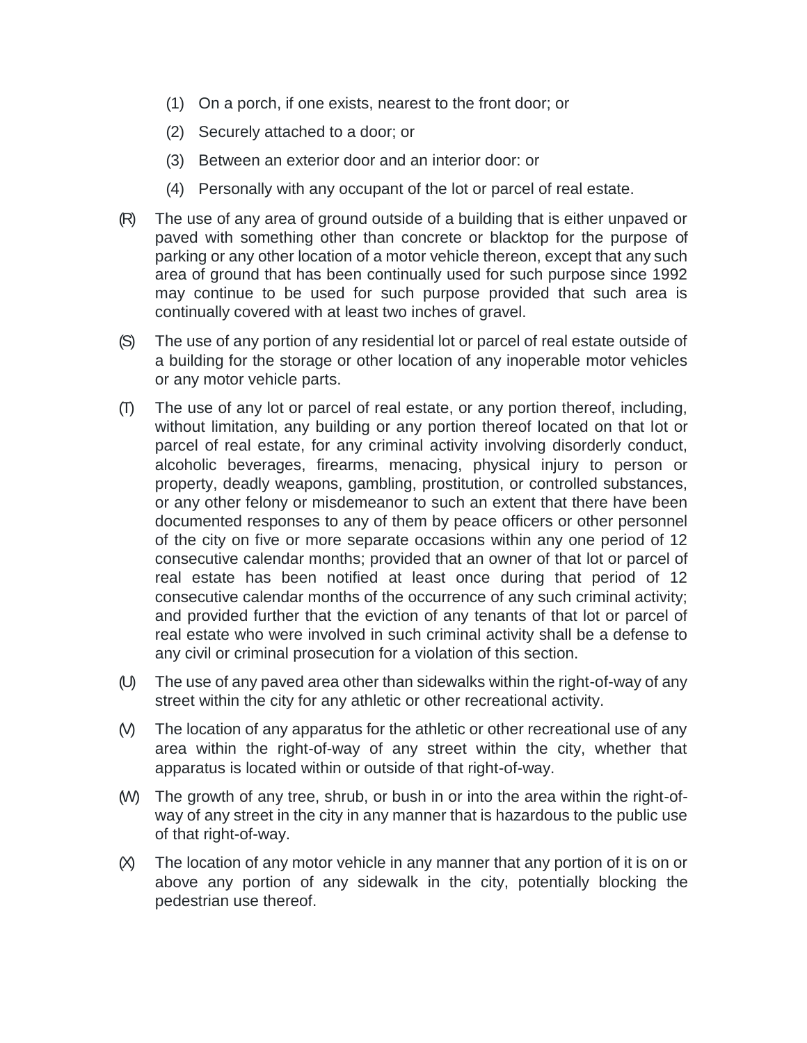(1) On a porch, if one exists, nearest to the front door; or

(2) Securely attached to a door; or

(3) Between an exterior door and an interior door: or

(4) Personally with any occupant of the lot or parcel of real estate.

(R) The use of any area of ground outside of a building that is either unpaved or paved with something other than concrete or blacktop for the purpose of parking or any other location of a motor vehicle thereon, except that any such area of ground that has been continually used for such purpose since 1992 may continue to be used for such purpose provided that such area is continually covered with at least two inches of gravel.

(S) The use of any portion of any residential lot or parcel of real estate outside of a building for the storage or other location of any inoperable motor vehicles or any motor vehicle parts.

(T) The use of any lot or parcel of real estate, or any portion thereof, including, without limitation, any building or any portion thereof located on that lot or parcel of real estate, for any criminal activity involving disorderly conduct, alcoholic beverages, firearms, menacing, physical injury to person or property, deadly weapons, gambling, prostitution, or controlled substances, or any other felony or misdemeanor to such an extent that there have been documented responses to any of them by peace officers or other personnel of the city on five or more separate occasions within any one period of 12 consecutive calendar months; provided that an owner of that lot or parcel of real estate has been notified at least once during that period of 12 consecutive calendar months of the occurrence of any such criminal activity; and provided further that the eviction of any tenants of that lot or parcel of real estate who were involved in such criminal activity shall be a defense to any civil or criminal prosecution for a violation of this section.

(U) The use of any paved area other than sidewalks within the right-of-way of any street within the city for any athletic or other recreational activity.

(V) The location of any apparatus for the athletic or other recreational use of any area within the right-of-way of any street within the city, whether that apparatus is located within or outside of that right-of-way.

(W) The growth of any tree, shrub, or bush in or into the area within the right-of-way of any street in the city in any manner that is hazardous to the public use of that right-of-way.

(X) The location of any motor vehicle in any manner that any portion of it is on or above any portion of any sidewalk in the city, potentially blocking the pedestrian use thereof.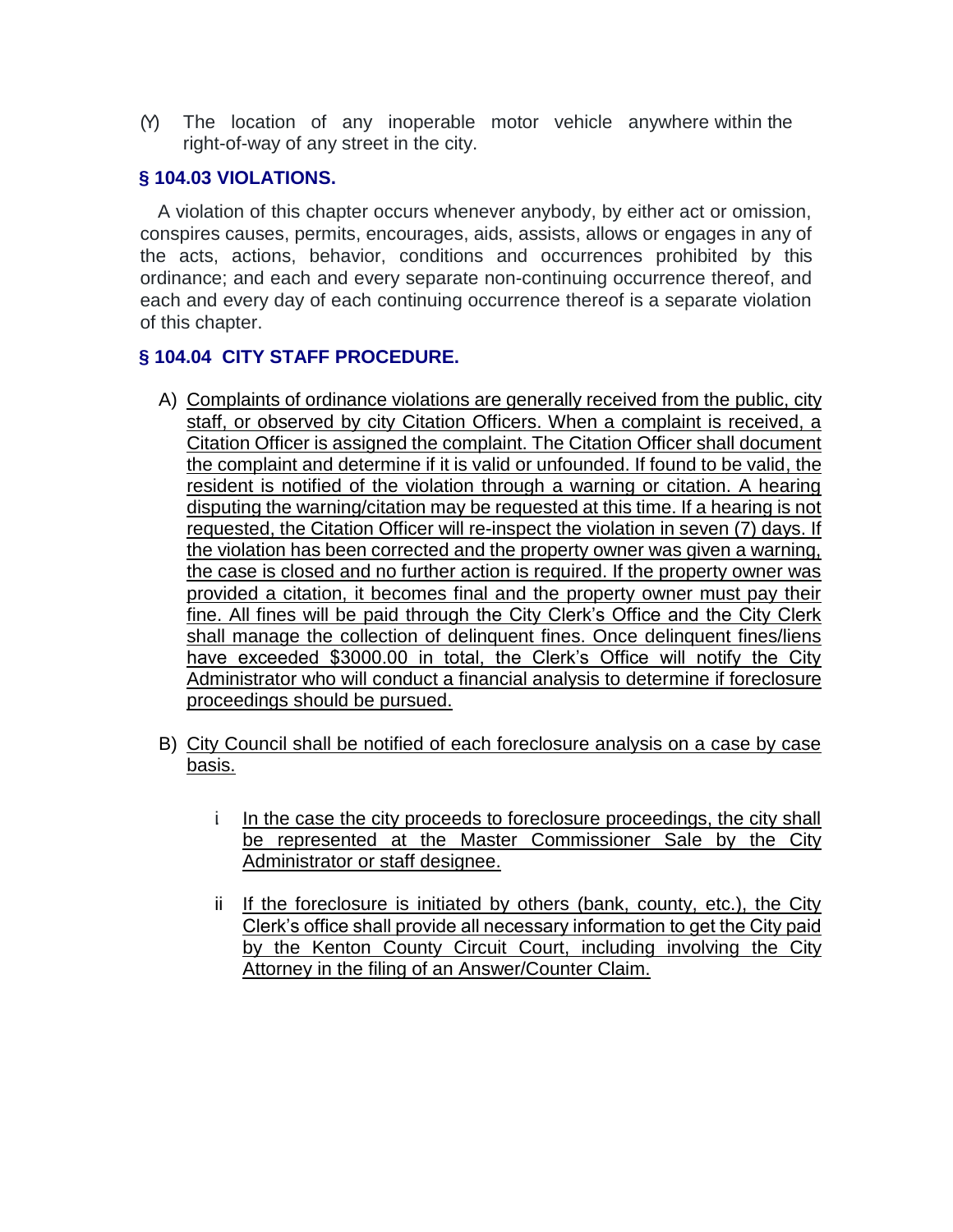(Y) The location of any inoperable motor vehicle anywhere within the right-of-way of any street in the city.

### § 104.03 VIOLATIONS.

A violation of this chapter occurs whenever anybody, by either act or omission, conspires causes, permits, encourages, aids, assists, allows or engages in any of the acts, actions, behavior, conditions and occurrences prohibited by this ordinance; and each and every separate non-continuing occurrence thereof, and each and every day of each continuing occurrence thereof is a separate violation of this chapter.

### § 104.04 CITY STAFF PROCEDURE.

A) Complaints of ordinance violations are generally received from the public, city staff, or observed by city Citation Officers. When a complaint is received, a Citation Officer is assigned the complaint. The Citation Officer shall document the complaint and determine if it is valid or unfounded. If found to be valid, the resident is notified of the violation through a warning or citation. A hearing disputing the warning/citation may be requested at this time. If a hearing is not requested, the Citation Officer will re-inspect the violation in seven (7) days. If the violation has been corrected and the property owner was given a warning, the case is closed and no further action is required. If the property owner was provided a citation, it becomes final and the property owner must pay their fine. All fines will be paid through the City Clerk's Office and the City Clerk shall manage the collection of delinquent fines. Once delinquent fines/liens have exceeded $3000.00 in total, the Clerk's Office will notify the City Administrator who will conduct a financial analysis to determine if foreclosure proceedings should be pursued.

B) City Council shall be notified of each foreclosure analysis on a case by case basis.

   i In the case the city proceeds to foreclosure proceedings, the city shall be represented at the Master Commissioner Sale by the City Administrator or staff designee.

   ii If the foreclosure is initiated by others (bank, county, etc.), the City Clerk's office shall provide all necessary information to get the City paid by the Kenton County Circuit Court, including involving the City Attorney in the filing of an Answer/Counter Claim.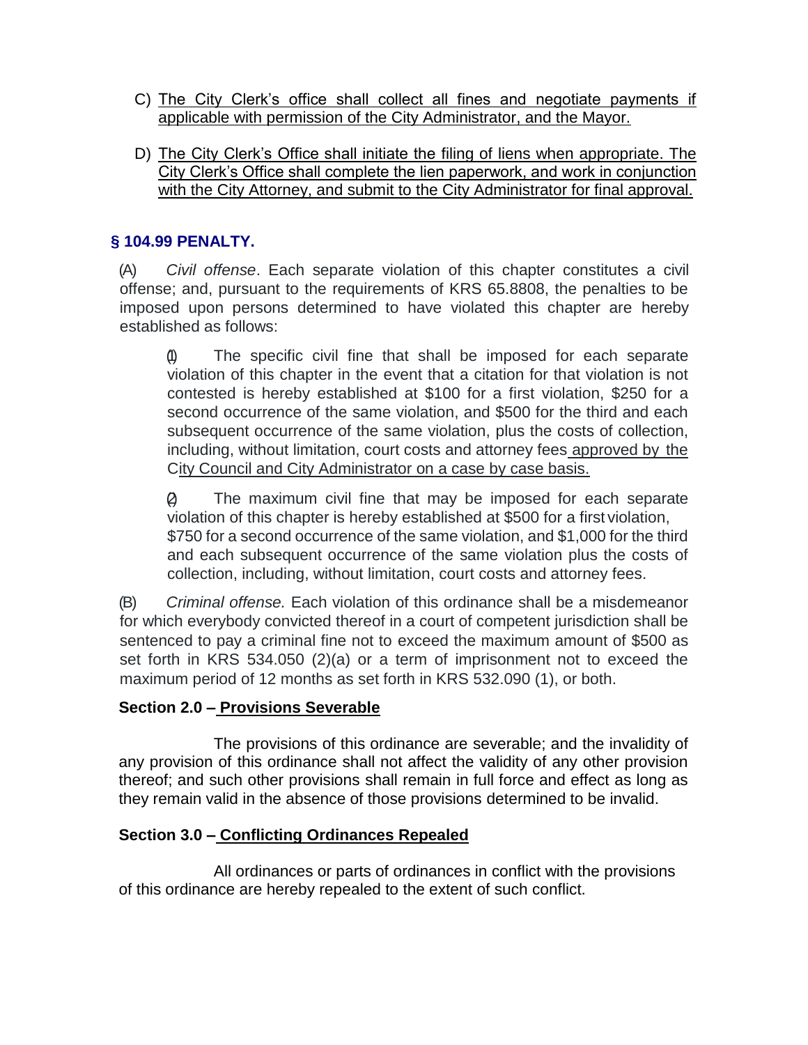C) The City Clerk's office shall collect all fines and negotiate payments if applicable with permission of the City Administrator, and the Mayor.

D) The City Clerk's Office shall initiate the filing of liens when appropriate. The City Clerk's Office shall complete the lien paperwork, and work in conjunction with the City Attorney, and submit to the City Administrator for final approval.

### § 104.99 PENALTY.

(A) *Civil offense*. Each separate violation of this chapter constitutes a civil offense; and, pursuant to the requirements of KRS 65.8808, the penalties to be imposed upon persons determined to have violated this chapter are hereby established as follows:

(1) The specific civil fine that shall be imposed for each separate violation of this chapter in the event that a citation for that violation is not contested is hereby established at $100 for a first violation, $250 for a second occurrence of the same violation, and $500 for the third and each subsequent occurrence of the same violation, plus the costs of collection, including, without limitation, court costs and attorney fees approved by the City Council and City Administrator on a case by case basis.

(2) The maximum civil fine that may be imposed for each separate violation of this chapter is hereby established at $500 for a first violation, $750 for a second occurrence of the same violation, and $1,000 for the third and each subsequent occurrence of the same violation plus the costs of collection, including, without limitation, court costs and attorney fees.

(B) *Criminal offense.* Each violation of this ordinance shall be a misdemeanor for which everybody convicted thereof in a court of competent jurisdiction shall be sentenced to pay a criminal fine not to exceed the maximum amount of $500 as set forth in KRS 534.050 (2)(a) or a term of imprisonment not to exceed the maximum period of 12 months as set forth in KRS 532.090 (1), or both.

**Section 2.0 – Provisions Severable**

The provisions of this ordinance are severable; and the invalidity of any provision of this ordinance shall not affect the validity of any other provision thereof; and such other provisions shall remain in full force and effect as long as they remain valid in the absence of those provisions determined to be invalid.

**Section 3.0 – Conflicting Ordinances Repealed**

All ordinances or parts of ordinances in conflict with the provisions of this ordinance are hereby repealed to the extent of such conflict.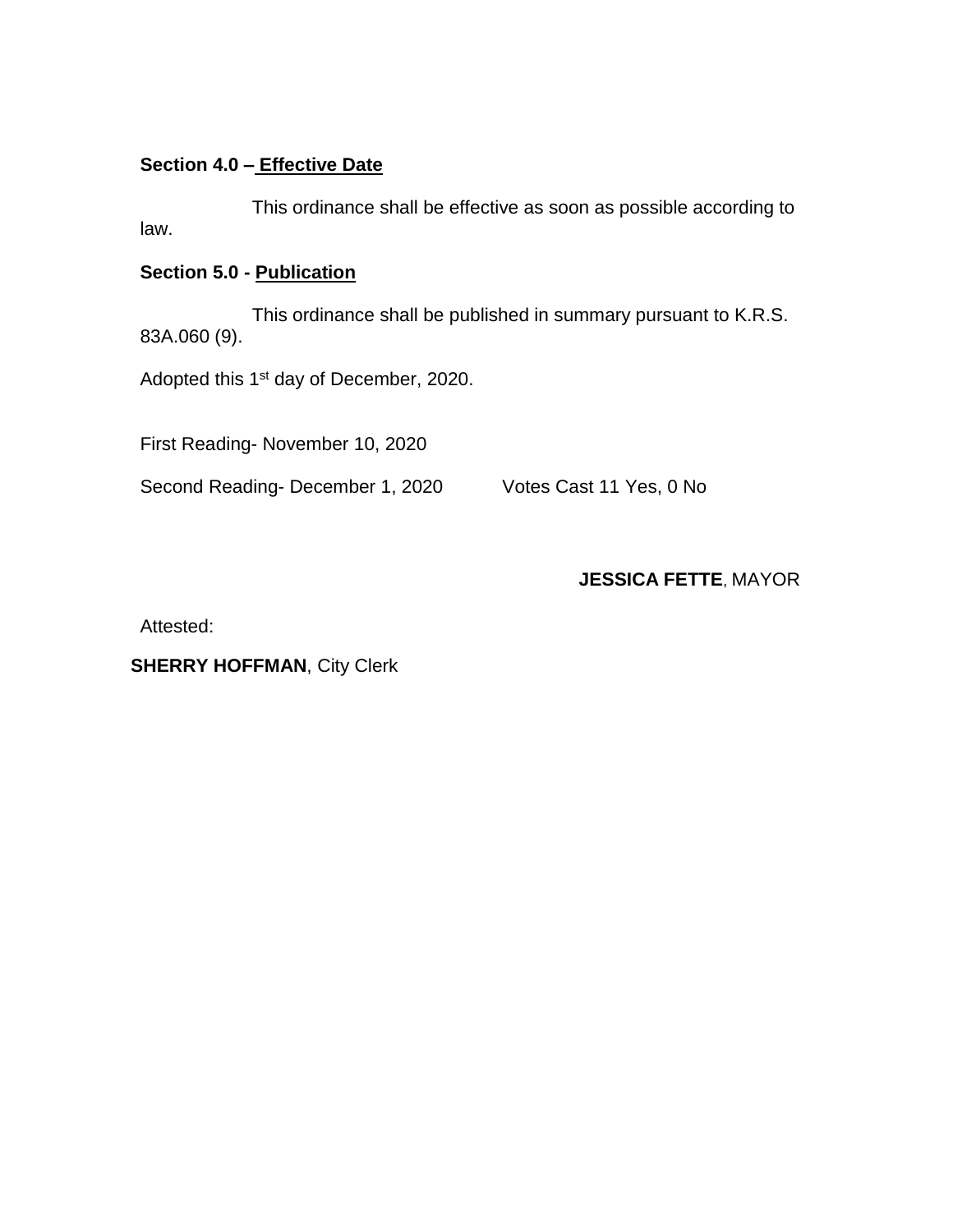**Section 4.0 – Effective Date**

This ordinance shall be effective as soon as possible according to law.

**Section 5.0 - Publication**

This ordinance shall be published in summary pursuant to K.R.S. 83A.060 (9).

Adopted this 1st day of December, 2020.

First Reading- November 10, 2020

Second Reading- December 1, 2020 Votes Cast 11 Yes, 0 No

**JESSICA FETTE**, MAYOR

Attested:

**SHERRY HOFFMAN**, City Clerk